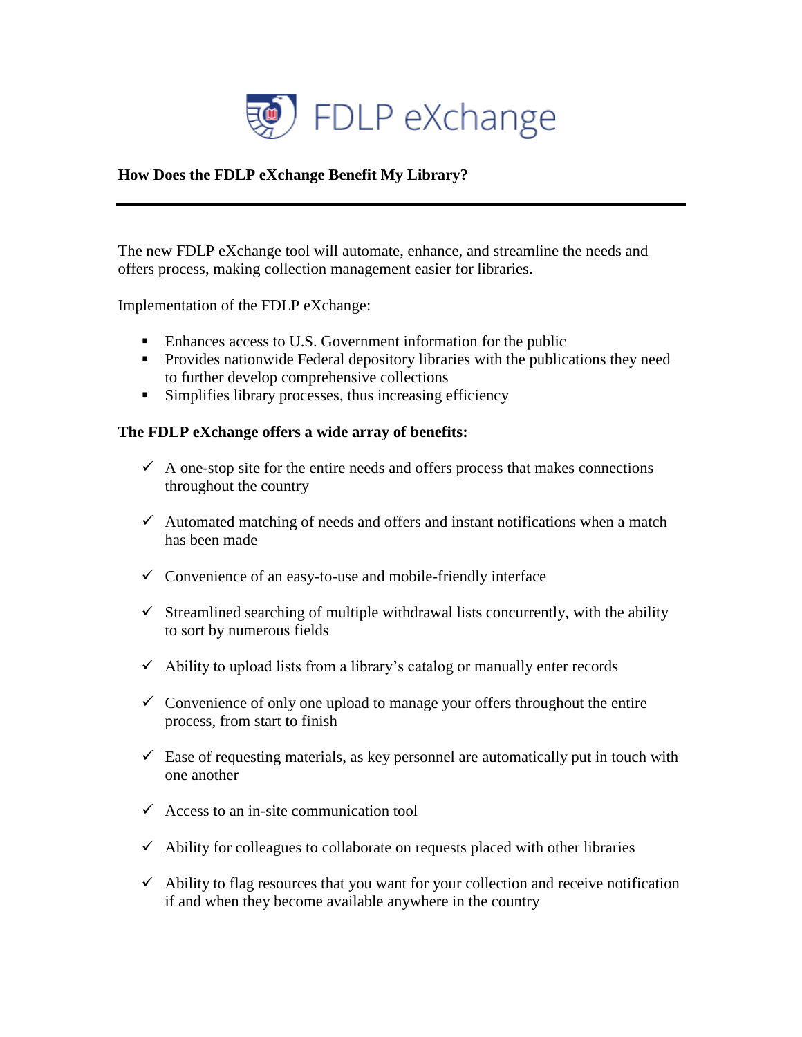# FDLP eXchange

## How Does the FDLP eXchange Benefit My Library?

---

The new FDLP eXchange tool will automate, enhance, and streamline the needs and offers process, making collection management easier for libraries.

Implementation of the FDLP eXchange:

- Enhances access to U.S. Government information for the public
- Provides nationwide Federal depository libraries with the publications they need to further develop comprehensive collections
- Simplifies library processes, thus increasing efficiency

**The FDLP eXchange offers a wide array of benefits:**

- ✓ A one-stop site for the entire needs and offers process that makes connections throughout the country
- ✓ Automated matching of needs and offers and instant notifications when a match has been made
- ✓ Convenience of an easy-to-use and mobile-friendly interface
- ✓ Streamlined searching of multiple withdrawal lists concurrently, with the ability to sort by numerous fields
- ✓ Ability to upload lists from a library's catalog or manually enter records
- ✓ Convenience of only one upload to manage your offers throughout the entire process, from start to finish
- ✓ Ease of requesting materials, as key personnel are automatically put in touch with one another
- ✓ Access to an in-site communication tool
- ✓ Ability for colleagues to collaborate on requests placed with other libraries
- ✓ Ability to flag resources that you want for your collection and receive notification if and when they become available anywhere in the country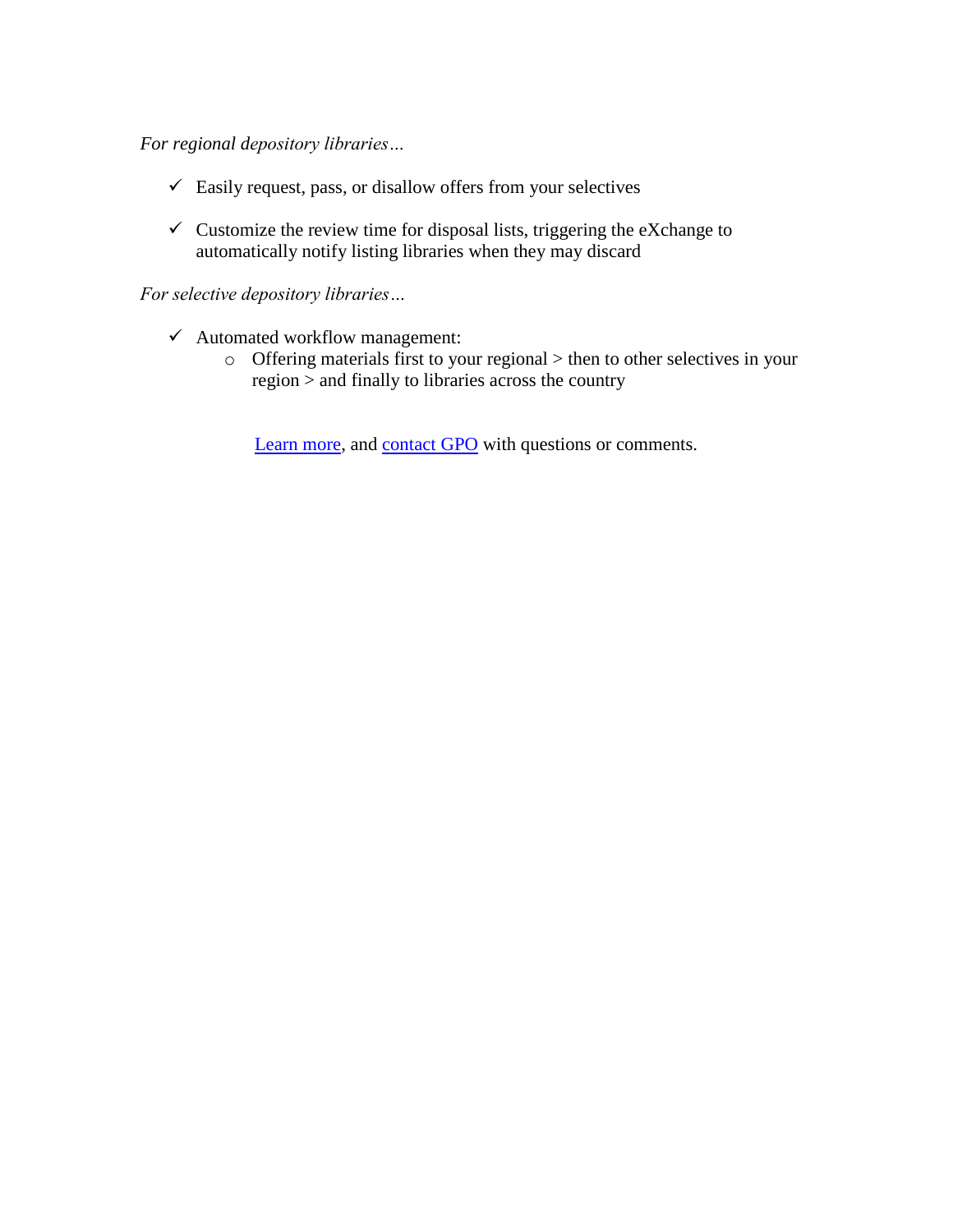*For regional depository libraries…*

- ✓ Easily request, pass, or disallow offers from your selectives
- ✓ Customize the review time for disposal lists, triggering the eXchange to automatically notify listing libraries when they may discard

*For selective depository libraries…*

- ✓ Automated workflow management:
  - Offering materials first to your regional > then to other selectives in your region > and finally to libraries across the country

Learn more, and contact GPO with questions or comments.